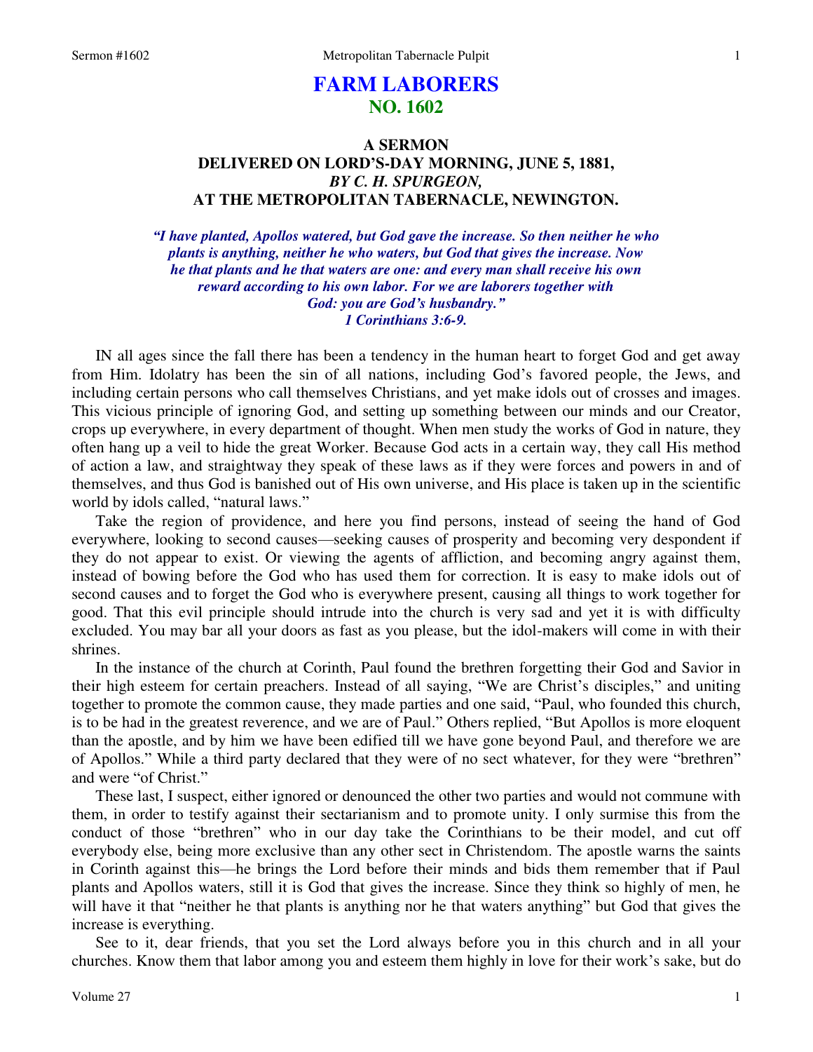# FARM LABORERS
## NO. 1602

### A SERMON
### DELIVERED ON LORD'S-DAY MORNING, JUNE 5, 1881,
### *BY C. H. SPURGEON,*
### AT THE METROPOLITAN TABERNACLE, NEWINGTON.

***"I have planted, Apollos watered, but God gave the increase. So then neither he who plants is anything, neither he who waters, but God that gives the increase. Now he that plants and he that waters are one: and every man shall receive his own reward according to his own labor. For we are laborers together with God: you are God's husbandry."***
***1 Corinthians 3:6-9.***

IN all ages since the fall there has been a tendency in the human heart to forget God and get away from Him. Idolatry has been the sin of all nations, including God's favored people, the Jews, and including certain persons who call themselves Christians, and yet make idols out of crosses and images. This vicious principle of ignoring God, and setting up something between our minds and our Creator, crops up everywhere, in every department of thought. When men study the works of God in nature, they often hang up a veil to hide the great Worker. Because God acts in a certain way, they call His method of action a law, and straightway they speak of these laws as if they were forces and powers in and of themselves, and thus God is banished out of His own universe, and His place is taken up in the scientific world by idols called, "natural laws."

Take the region of providence, and here you find persons, instead of seeing the hand of God everywhere, looking to second causes—seeking causes of prosperity and becoming very despondent if they do not appear to exist. Or viewing the agents of affliction, and becoming angry against them, instead of bowing before the God who has used them for correction. It is easy to make idols out of second causes and to forget the God who is everywhere present, causing all things to work together for good. That this evil principle should intrude into the church is very sad and yet it is with difficulty excluded. You may bar all your doors as fast as you please, but the idol-makers will come in with their shrines.

In the instance of the church at Corinth, Paul found the brethren forgetting their God and Savior in their high esteem for certain preachers. Instead of all saying, "We are Christ's disciples," and uniting together to promote the common cause, they made parties and one said, "Paul, who founded this church, is to be had in the greatest reverence, and we are of Paul." Others replied, "But Apollos is more eloquent than the apostle, and by him we have been edified till we have gone beyond Paul, and therefore we are of Apollos." While a third party declared that they were of no sect whatever, for they were "brethren" and were "of Christ."

These last, I suspect, either ignored or denounced the other two parties and would not commune with them, in order to testify against their sectarianism and to promote unity. I only surmise this from the conduct of those "brethren" who in our day take the Corinthians to be their model, and cut off everybody else, being more exclusive than any other sect in Christendom. The apostle warns the saints in Corinth against this—he brings the Lord before their minds and bids them remember that if Paul plants and Apollos waters, still it is God that gives the increase. Since they think so highly of men, he will have it that "neither he that plants is anything nor he that waters anything" but God that gives the increase is everything.

See to it, dear friends, that you set the Lord always before you in this church and in all your churches. Know them that labor among you and esteem them highly in love for their work's sake, but do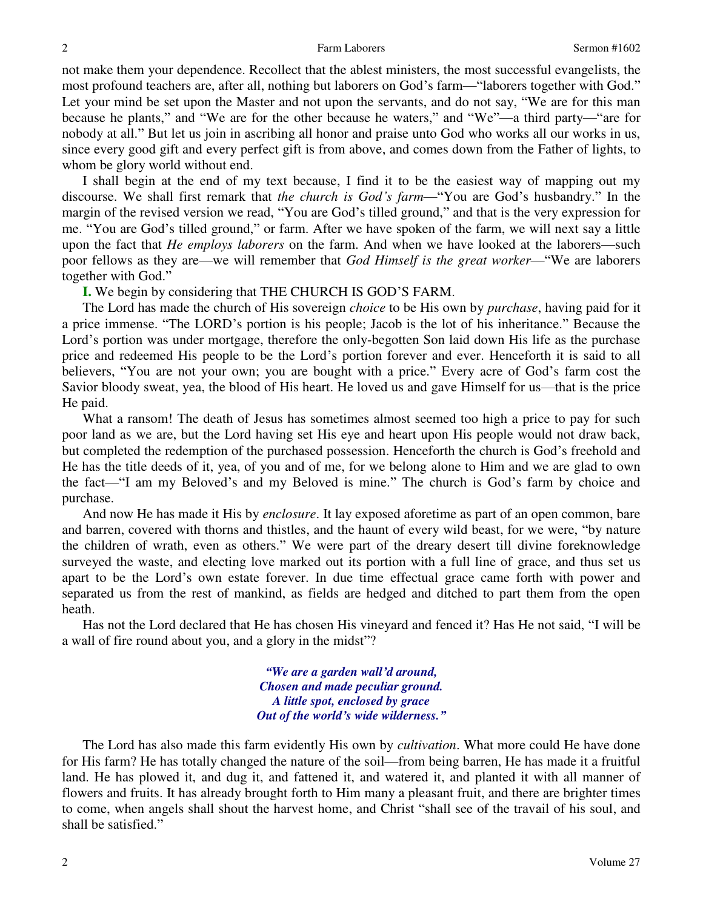not make them your dependence. Recollect that the ablest ministers, the most successful evangelists, the most profound teachers are, after all, nothing but laborers on God's farm—"laborers together with God." Let your mind be set upon the Master and not upon the servants, and do not say, "We are for this man because he plants," and "We are for the other because he waters," and "We"—a third party—"are for nobody at all." But let us join in ascribing all honor and praise unto God who works all our works in us, since every good gift and every perfect gift is from above, and comes down from the Father of lights, to whom be glory world without end.

I shall begin at the end of my text because, I find it to be the easiest way of mapping out my discourse. We shall first remark that *the church is God's farm*—"You are God's husbandry." In the margin of the revised version we read, "You are God's tilled ground," and that is the very expression for me. "You are God's tilled ground," or farm. After we have spoken of the farm, we will next say a little upon the fact that *He employs laborers* on the farm. And when we have looked at the laborers—such poor fellows as they are—we will remember that *God Himself is the great worker*—"We are laborers together with God."

**I.** We begin by considering that THE CHURCH IS GOD'S FARM.

The Lord has made the church of His sovereign *choice* to be His own by *purchase*, having paid for it a price immense. "The LORD's portion is his people; Jacob is the lot of his inheritance." Because the Lord's portion was under mortgage, therefore the only-begotten Son laid down His life as the purchase price and redeemed His people to be the Lord's portion forever and ever. Henceforth it is said to all believers, "You are not your own; you are bought with a price." Every acre of God's farm cost the Savior bloody sweat, yea, the blood of His heart. He loved us and gave Himself for us—that is the price He paid.

What a ransom! The death of Jesus has sometimes almost seemed too high a price to pay for such poor land as we are, but the Lord having set His eye and heart upon His people would not draw back, but completed the redemption of the purchased possession. Henceforth the church is God's freehold and He has the title deeds of it, yea, of you and of me, for we belong alone to Him and we are glad to own the fact—"I am my Beloved's and my Beloved is mine." The church is God's farm by choice and purchase.

And now He has made it His by *enclosure*. It lay exposed aforetime as part of an open common, bare and barren, covered with thorns and thistles, and the haunt of every wild beast, for we were, "by nature the children of wrath, even as others." We were part of the dreary desert till divine foreknowledge surveyed the waste, and electing love marked out its portion with a full line of grace, and thus set us apart to be the Lord's own estate forever. In due time effectual grace came forth with power and separated us from the rest of mankind, as fields are hedged and ditched to part them from the open heath.

Has not the Lord declared that He has chosen His vineyard and fenced it? Has He not said, "I will be a wall of fire round about you, and a glory in the midst"?

> ***"We are a garden wall'd around,***
> ***Chosen and made peculiar ground.***
> ***A little spot, enclosed by grace***
> ***Out of the world's wide wilderness."***

The Lord has also made this farm evidently His own by *cultivation*. What more could He have done for His farm? He has totally changed the nature of the soil—from being barren, He has made it a fruitful land. He has plowed it, and dug it, and fattened it, and watered it, and planted it with all manner of flowers and fruits. It has already brought forth to Him many a pleasant fruit, and there are brighter times to come, when angels shall shout the harvest home, and Christ "shall see of the travail of his soul, and shall be satisfied."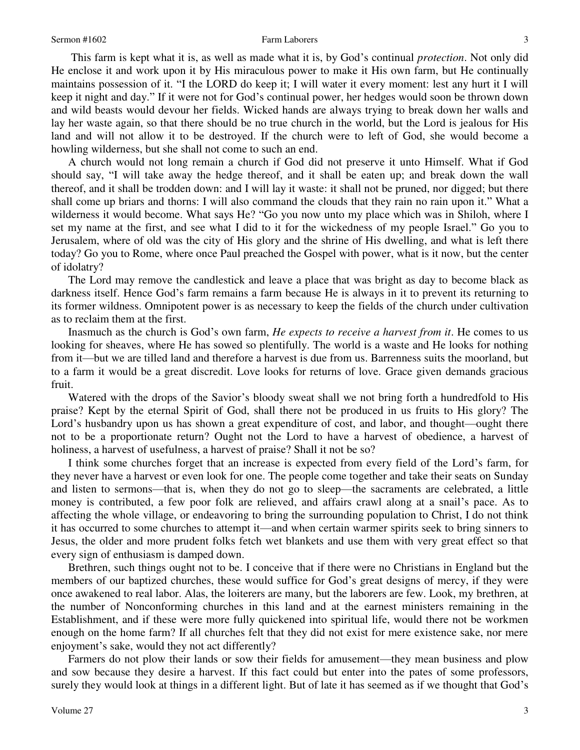This farm is kept what it is, as well as made what it is, by God's continual *protection*. Not only did He enclose it and work upon it by His miraculous power to make it His own farm, but He continually maintains possession of it. "I the LORD do keep it; I will water it every moment: lest any hurt it I will keep it night and day." If it were not for God's continual power, her hedges would soon be thrown down and wild beasts would devour her fields. Wicked hands are always trying to break down her walls and lay her waste again, so that there should be no true church in the world, but the Lord is jealous for His land and will not allow it to be destroyed. If the church were to left of God, she would become a howling wilderness, but she shall not come to such an end.

A church would not long remain a church if God did not preserve it unto Himself. What if God should say, "I will take away the hedge thereof, and it shall be eaten up; and break down the wall thereof, and it shall be trodden down: and I will lay it waste: it shall not be pruned, nor digged; but there shall come up briars and thorns: I will also command the clouds that they rain no rain upon it." What a wilderness it would become. What says He? "Go you now unto my place which was in Shiloh, where I set my name at the first, and see what I did to it for the wickedness of my people Israel." Go you to Jerusalem, where of old was the city of His glory and the shrine of His dwelling, and what is left there today? Go you to Rome, where once Paul preached the Gospel with power, what is it now, but the center of idolatry?

The Lord may remove the candlestick and leave a place that was bright as day to become black as darkness itself. Hence God's farm remains a farm because He is always in it to prevent its returning to its former wildness. Omnipotent power is as necessary to keep the fields of the church under cultivation as to reclaim them at the first.

Inasmuch as the church is God's own farm, *He expects to receive a harvest from it*. He comes to us looking for sheaves, where He has sowed so plentifully. The world is a waste and He looks for nothing from it—but we are tilled land and therefore a harvest is due from us. Barrenness suits the moorland, but to a farm it would be a great discredit. Love looks for returns of love. Grace given demands gracious fruit.

Watered with the drops of the Savior's bloody sweat shall we not bring forth a hundredfold to His praise? Kept by the eternal Spirit of God, shall there not be produced in us fruits to His glory? The Lord's husbandry upon us has shown a great expenditure of cost, and labor, and thought—ought there not to be a proportionate return? Ought not the Lord to have a harvest of obedience, a harvest of holiness, a harvest of usefulness, a harvest of praise? Shall it not be so?

I think some churches forget that an increase is expected from every field of the Lord's farm, for they never have a harvest or even look for one. The people come together and take their seats on Sunday and listen to sermons—that is, when they do not go to sleep—the sacraments are celebrated, a little money is contributed, a few poor folk are relieved, and affairs crawl along at a snail's pace. As to affecting the whole village, or endeavoring to bring the surrounding population to Christ, I do not think it has occurred to some churches to attempt it—and when certain warmer spirits seek to bring sinners to Jesus, the older and more prudent folks fetch wet blankets and use them with very great effect so that every sign of enthusiasm is damped down.

Brethren, such things ought not to be. I conceive that if there were no Christians in England but the members of our baptized churches, these would suffice for God's great designs of mercy, if they were once awakened to real labor. Alas, the loiterers are many, but the laborers are few. Look, my brethren, at the number of Nonconforming churches in this land and at the earnest ministers remaining in the Establishment, and if these were more fully quickened into spiritual life, would there not be workmen enough on the home farm? If all churches felt that they did not exist for mere existence sake, nor mere enjoyment's sake, would they not act differently?

Farmers do not plow their lands or sow their fields for amusement—they mean business and plow and sow because they desire a harvest. If this fact could but enter into the pates of some professors, surely they would look at things in a different light. But of late it has seemed as if we thought that God's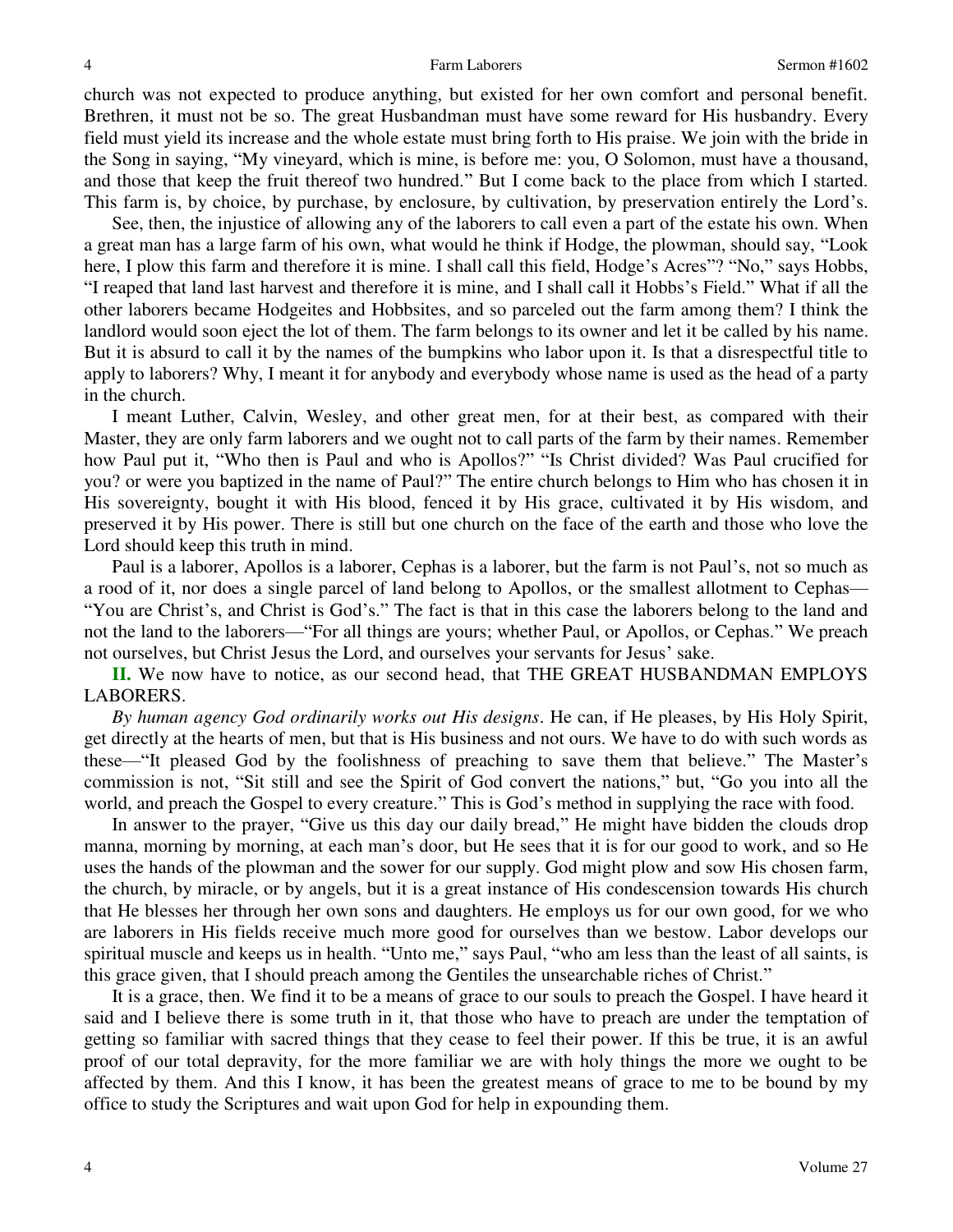church was not expected to produce anything, but existed for her own comfort and personal benefit. Brethren, it must not be so. The great Husbandman must have some reward for His husbandry. Every field must yield its increase and the whole estate must bring forth to His praise. We join with the bride in the Song in saying, "My vineyard, which is mine, is before me: you, O Solomon, must have a thousand, and those that keep the fruit thereof two hundred." But I come back to the place from which I started. This farm is, by choice, by purchase, by enclosure, by cultivation, by preservation entirely the Lord's.

See, then, the injustice of allowing any of the laborers to call even a part of the estate his own. When a great man has a large farm of his own, what would he think if Hodge, the plowman, should say, "Look here, I plow this farm and therefore it is mine. I shall call this field, Hodge's Acres"? "No," says Hobbs, "I reaped that land last harvest and therefore it is mine, and I shall call it Hobbs's Field." What if all the other laborers became Hodgeites and Hobbsites, and so parceled out the farm among them? I think the landlord would soon eject the lot of them. The farm belongs to its owner and let it be called by his name. But it is absurd to call it by the names of the bumpkins who labor upon it. Is that a disrespectful title to apply to laborers? Why, I meant it for anybody and everybody whose name is used as the head of a party in the church.

I meant Luther, Calvin, Wesley, and other great men, for at their best, as compared with their Master, they are only farm laborers and we ought not to call parts of the farm by their names. Remember how Paul put it, "Who then is Paul and who is Apollos?" "Is Christ divided? Was Paul crucified for you? or were you baptized in the name of Paul?" The entire church belongs to Him who has chosen it in His sovereignty, bought it with His blood, fenced it by His grace, cultivated it by His wisdom, and preserved it by His power. There is still but one church on the face of the earth and those who love the Lord should keep this truth in mind.

Paul is a laborer, Apollos is a laborer, Cephas is a laborer, but the farm is not Paul's, not so much as a rood of it, nor does a single parcel of land belong to Apollos, or the smallest allotment to Cephas—"You are Christ's, and Christ is God's." The fact is that in this case the laborers belong to the land and not the land to the laborers—"For all things are yours; whether Paul, or Apollos, or Cephas." We preach not ourselves, but Christ Jesus the Lord, and ourselves your servants for Jesus' sake.

**II.** We now have to notice, as our second head, that THE GREAT HUSBANDMAN EMPLOYS LABORERS.

*By human agency God ordinarily works out His designs*. He can, if He pleases, by His Holy Spirit, get directly at the hearts of men, but that is His business and not ours. We have to do with such words as these—"It pleased God by the foolishness of preaching to save them that believe." The Master's commission is not, "Sit still and see the Spirit of God convert the nations," but, "Go you into all the world, and preach the Gospel to every creature." This is God's method in supplying the race with food.

In answer to the prayer, "Give us this day our daily bread," He might have bidden the clouds drop manna, morning by morning, at each man's door, but He sees that it is for our good to work, and so He uses the hands of the plowman and the sower for our supply. God might plow and sow His chosen farm, the church, by miracle, or by angels, but it is a great instance of His condescension towards His church that He blesses her through her own sons and daughters. He employs us for our own good, for we who are laborers in His fields receive much more good for ourselves than we bestow. Labor develops our spiritual muscle and keeps us in health. "Unto me," says Paul, "who am less than the least of all saints, is this grace given, that I should preach among the Gentiles the unsearchable riches of Christ."

It is a grace, then. We find it to be a means of grace to our souls to preach the Gospel. I have heard it said and I believe there is some truth in it, that those who have to preach are under the temptation of getting so familiar with sacred things that they cease to feel their power. If this be true, it is an awful proof of our total depravity, for the more familiar we are with holy things the more we ought to be affected by them. And this I know, it has been the greatest means of grace to me to be bound by my office to study the Scriptures and wait upon God for help in expounding them.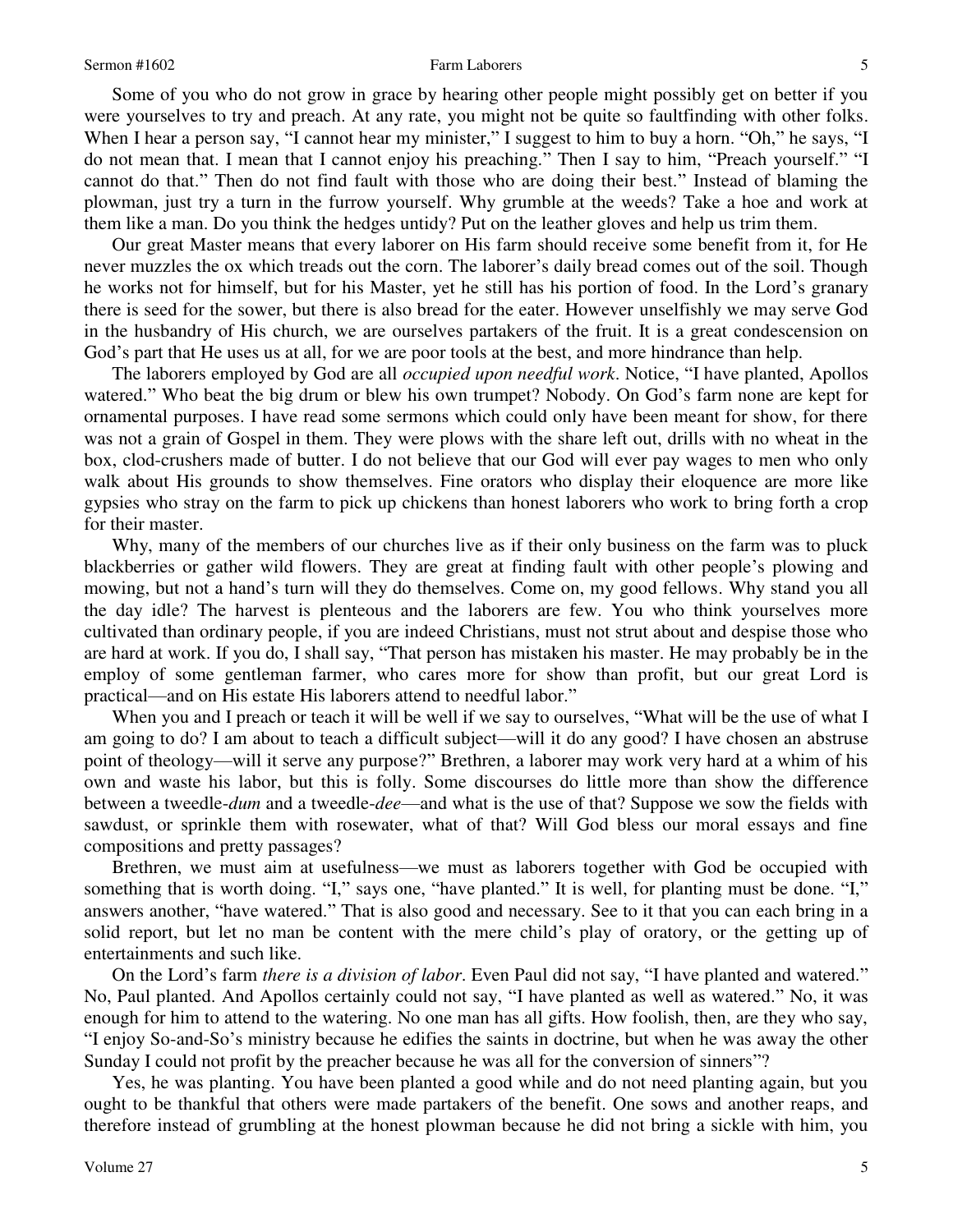Some of you who do not grow in grace by hearing other people might possibly get on better if you were yourselves to try and preach. At any rate, you might not be quite so faultfinding with other folks. When I hear a person say, "I cannot hear my minister," I suggest to him to buy a horn. "Oh," he says, "I do not mean that. I mean that I cannot enjoy his preaching." Then I say to him, "Preach yourself." "I cannot do that." Then do not find fault with those who are doing their best." Instead of blaming the plowman, just try a turn in the furrow yourself. Why grumble at the weeds? Take a hoe and work at them like a man. Do you think the hedges untidy? Put on the leather gloves and help us trim them.

Our great Master means that every laborer on His farm should receive some benefit from it, for He never muzzles the ox which treads out the corn. The laborer's daily bread comes out of the soil. Though he works not for himself, but for his Master, yet he still has his portion of food. In the Lord's granary there is seed for the sower, but there is also bread for the eater. However unselfishly we may serve God in the husbandry of His church, we are ourselves partakers of the fruit. It is a great condescension on God's part that He uses us at all, for we are poor tools at the best, and more hindrance than help.

The laborers employed by God are all *occupied upon needful work*. Notice, "I have planted, Apollos watered." Who beat the big drum or blew his own trumpet? Nobody. On God's farm none are kept for ornamental purposes. I have read some sermons which could only have been meant for show, for there was not a grain of Gospel in them. They were plows with the share left out, drills with no wheat in the box, clod-crushers made of butter. I do not believe that our God will ever pay wages to men who only walk about His grounds to show themselves. Fine orators who display their eloquence are more like gypsies who stray on the farm to pick up chickens than honest laborers who work to bring forth a crop for their master.

Why, many of the members of our churches live as if their only business on the farm was to pluck blackberries or gather wild flowers. They are great at finding fault with other people's plowing and mowing, but not a hand's turn will they do themselves. Come on, my good fellows. Why stand you all the day idle? The harvest is plenteous and the laborers are few. You who think yourselves more cultivated than ordinary people, if you are indeed Christians, must not strut about and despise those who are hard at work. If you do, I shall say, "That person has mistaken his master. He may probably be in the employ of some gentleman farmer, who cares more for show than profit, but our great Lord is practical—and on His estate His laborers attend to needful labor."

When you and I preach or teach it will be well if we say to ourselves, "What will be the use of what I am going to do? I am about to teach a difficult subject—will it do any good? I have chosen an abstruse point of theology—will it serve any purpose?" Brethren, a laborer may work very hard at a whim of his own and waste his labor, but this is folly. Some discourses do little more than show the difference between a tweedle-*dum* and a tweedle-*dee*—and what is the use of that? Suppose we sow the fields with sawdust, or sprinkle them with rosewater, what of that? Will God bless our moral essays and fine compositions and pretty passages?

Brethren, we must aim at usefulness—we must as laborers together with God be occupied with something that is worth doing. "I," says one, "have planted." It is well, for planting must be done. "I," answers another, "have watered." That is also good and necessary. See to it that you can each bring in a solid report, but let no man be content with the mere child's play of oratory, or the getting up of entertainments and such like.

On the Lord's farm *there is a division of labor*. Even Paul did not say, "I have planted and watered." No, Paul planted. And Apollos certainly could not say, "I have planted as well as watered." No, it was enough for him to attend to the watering. No one man has all gifts. How foolish, then, are they who say, "I enjoy So-and-So's ministry because he edifies the saints in doctrine, but when he was away the other Sunday I could not profit by the preacher because he was all for the conversion of sinners"?

Yes, he was planting. You have been planted a good while and do not need planting again, but you ought to be thankful that others were made partakers of the benefit. One sows and another reaps, and therefore instead of grumbling at the honest plowman because he did not bring a sickle with him, you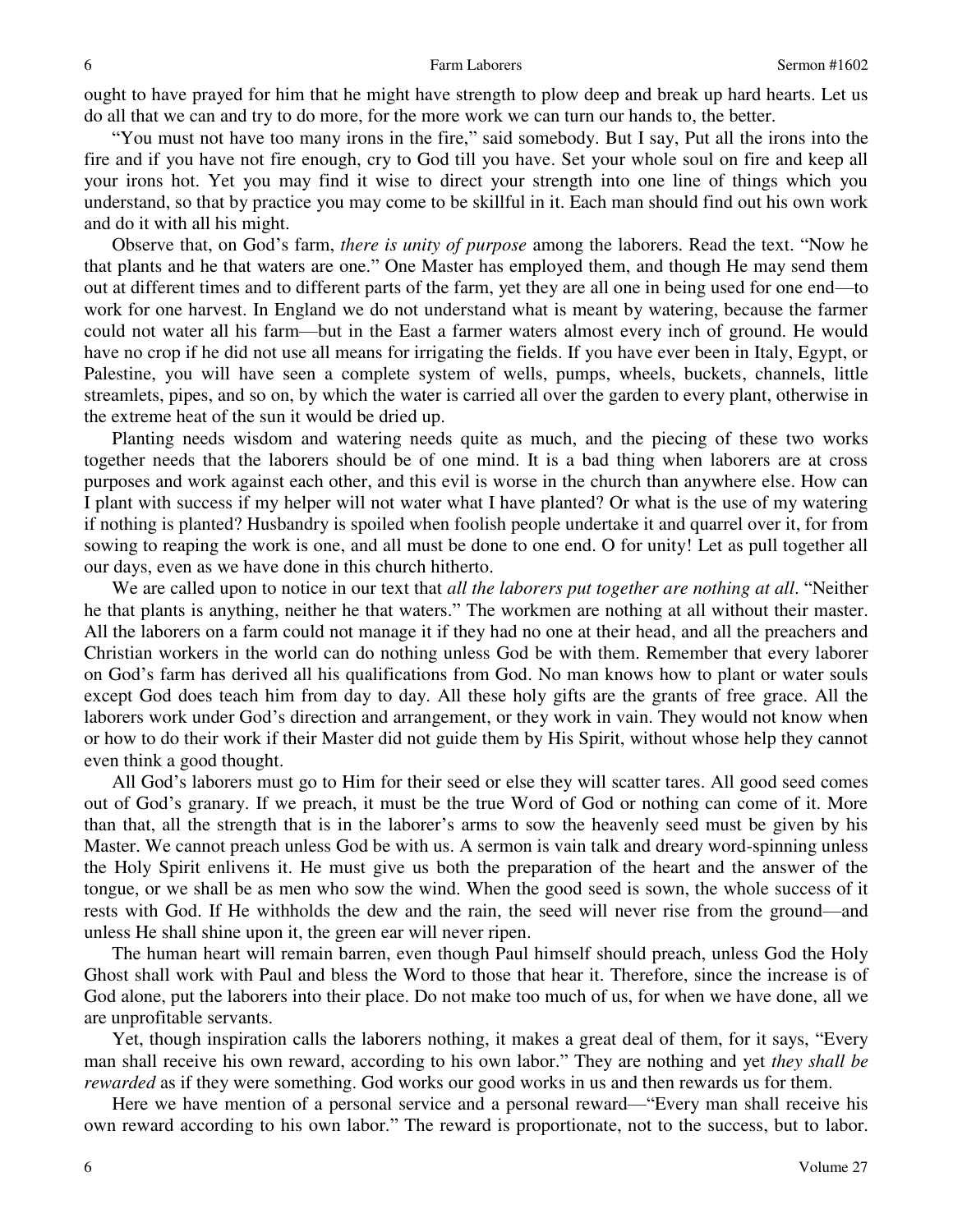ought to have prayed for him that he might have strength to plow deep and break up hard hearts. Let us do all that we can and try to do more, for the more work we can turn our hands to, the better.

"You must not have too many irons in the fire," said somebody. But I say, Put all the irons into the fire and if you have not fire enough, cry to God till you have. Set your whole soul on fire and keep all your irons hot. Yet you may find it wise to direct your strength into one line of things which you understand, so that by practice you may come to be skillful in it. Each man should find out his own work and do it with all his might.

Observe that, on God's farm, *there is unity of purpose* among the laborers. Read the text. "Now he that plants and he that waters are one." One Master has employed them, and though He may send them out at different times and to different parts of the farm, yet they are all one in being used for one end—to work for one harvest. In England we do not understand what is meant by watering, because the farmer could not water all his farm—but in the East a farmer waters almost every inch of ground. He would have no crop if he did not use all means for irrigating the fields. If you have ever been in Italy, Egypt, or Palestine, you will have seen a complete system of wells, pumps, wheels, buckets, channels, little streamlets, pipes, and so on, by which the water is carried all over the garden to every plant, otherwise in the extreme heat of the sun it would be dried up.

Planting needs wisdom and watering needs quite as much, and the piecing of these two works together needs that the laborers should be of one mind. It is a bad thing when laborers are at cross purposes and work against each other, and this evil is worse in the church than anywhere else. How can I plant with success if my helper will not water what I have planted? Or what is the use of my watering if nothing is planted? Husbandry is spoiled when foolish people undertake it and quarrel over it, for from sowing to reaping the work is one, and all must be done to one end. O for unity! Let as pull together all our days, even as we have done in this church hitherto.

We are called upon to notice in our text that *all the laborers put together are nothing at all*. "Neither he that plants is anything, neither he that waters." The workmen are nothing at all without their master. All the laborers on a farm could not manage it if they had no one at their head, and all the preachers and Christian workers in the world can do nothing unless God be with them. Remember that every laborer on God's farm has derived all his qualifications from God. No man knows how to plant or water souls except God does teach him from day to day. All these holy gifts are the grants of free grace. All the laborers work under God's direction and arrangement, or they work in vain. They would not know when or how to do their work if their Master did not guide them by His Spirit, without whose help they cannot even think a good thought.

All God's laborers must go to Him for their seed or else they will scatter tares. All good seed comes out of God's granary. If we preach, it must be the true Word of God or nothing can come of it. More than that, all the strength that is in the laborer's arms to sow the heavenly seed must be given by his Master. We cannot preach unless God be with us. A sermon is vain talk and dreary word-spinning unless the Holy Spirit enlivens it. He must give us both the preparation of the heart and the answer of the tongue, or we shall be as men who sow the wind. When the good seed is sown, the whole success of it rests with God. If He withholds the dew and the rain, the seed will never rise from the ground—and unless He shall shine upon it, the green ear will never ripen.

The human heart will remain barren, even though Paul himself should preach, unless God the Holy Ghost shall work with Paul and bless the Word to those that hear it. Therefore, since the increase is of God alone, put the laborers into their place. Do not make too much of us, for when we have done, all we are unprofitable servants.

Yet, though inspiration calls the laborers nothing, it makes a great deal of them, for it says, "Every man shall receive his own reward, according to his own labor." They are nothing and yet *they shall be rewarded* as if they were something. God works our good works in us and then rewards us for them.

Here we have mention of a personal service and a personal reward—"Every man shall receive his own reward according to his own labor." The reward is proportionate, not to the success, but to labor.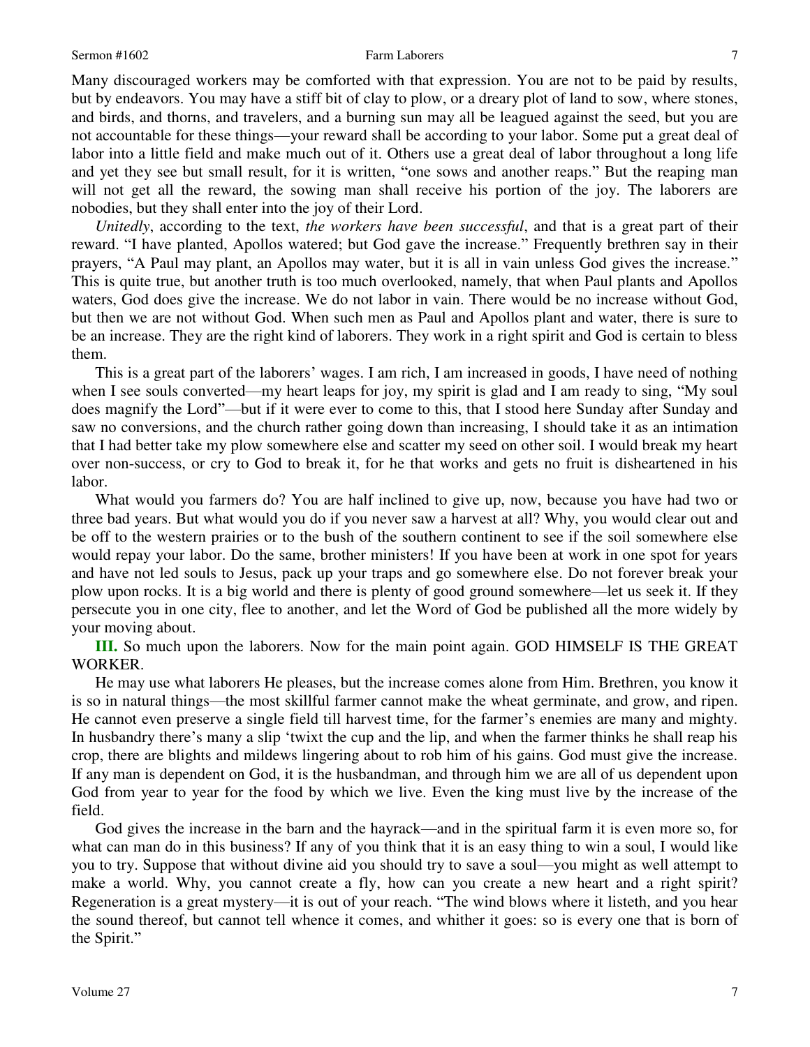Many discouraged workers may be comforted with that expression. You are not to be paid by results, but by endeavors. You may have a stiff bit of clay to plow, or a dreary plot of land to sow, where stones, and birds, and thorns, and travelers, and a burning sun may all be leagued against the seed, but you are not accountable for these things—your reward shall be according to your labor. Some put a great deal of labor into a little field and make much out of it. Others use a great deal of labor throughout a long life and yet they see but small result, for it is written, "one sows and another reaps." But the reaping man will not get all the reward, the sowing man shall receive his portion of the joy. The laborers are nobodies, but they shall enter into the joy of their Lord.

*Unitedly*, according to the text, *the workers have been successful*, and that is a great part of their reward. "I have planted, Apollos watered; but God gave the increase." Frequently brethren say in their prayers, "A Paul may plant, an Apollos may water, but it is all in vain unless God gives the increase." This is quite true, but another truth is too much overlooked, namely, that when Paul plants and Apollos waters, God does give the increase. We do not labor in vain. There would be no increase without God, but then we are not without God. When such men as Paul and Apollos plant and water, there is sure to be an increase. They are the right kind of laborers. They work in a right spirit and God is certain to bless them.

This is a great part of the laborers' wages. I am rich, I am increased in goods, I have need of nothing when I see souls converted—my heart leaps for joy, my spirit is glad and I am ready to sing, "My soul does magnify the Lord"—but if it were ever to come to this, that I stood here Sunday after Sunday and saw no conversions, and the church rather going down than increasing, I should take it as an intimation that I had better take my plow somewhere else and scatter my seed on other soil. I would break my heart over non-success, or cry to God to break it, for he that works and gets no fruit is disheartened in his labor.

What would you farmers do? You are half inclined to give up, now, because you have had two or three bad years. But what would you do if you never saw a harvest at all? Why, you would clear out and be off to the western prairies or to the bush of the southern continent to see if the soil somewhere else would repay your labor. Do the same, brother ministers! If you have been at work in one spot for years and have not led souls to Jesus, pack up your traps and go somewhere else. Do not forever break your plow upon rocks. It is a big world and there is plenty of good ground somewhere—let us seek it. If they persecute you in one city, flee to another, and let the Word of God be published all the more widely by your moving about.

**III.** So much upon the laborers. Now for the main point again. GOD HIMSELF IS THE GREAT WORKER.

He may use what laborers He pleases, but the increase comes alone from Him. Brethren, you know it is so in natural things—the most skillful farmer cannot make the wheat germinate, and grow, and ripen. He cannot even preserve a single field till harvest time, for the farmer's enemies are many and mighty. In husbandry there's many a slip 'twixt the cup and the lip, and when the farmer thinks he shall reap his crop, there are blights and mildews lingering about to rob him of his gains. God must give the increase. If any man is dependent on God, it is the husbandman, and through him we are all of us dependent upon God from year to year for the food by which we live. Even the king must live by the increase of the field.

God gives the increase in the barn and the hayrack—and in the spiritual farm it is even more so, for what can man do in this business? If any of you think that it is an easy thing to win a soul, I would like you to try. Suppose that without divine aid you should try to save a soul—you might as well attempt to make a world. Why, you cannot create a fly, how can you create a new heart and a right spirit? Regeneration is a great mystery—it is out of your reach. "The wind blows where it listeth, and you hear the sound thereof, but cannot tell whence it comes, and whither it goes: so is every one that is born of the Spirit."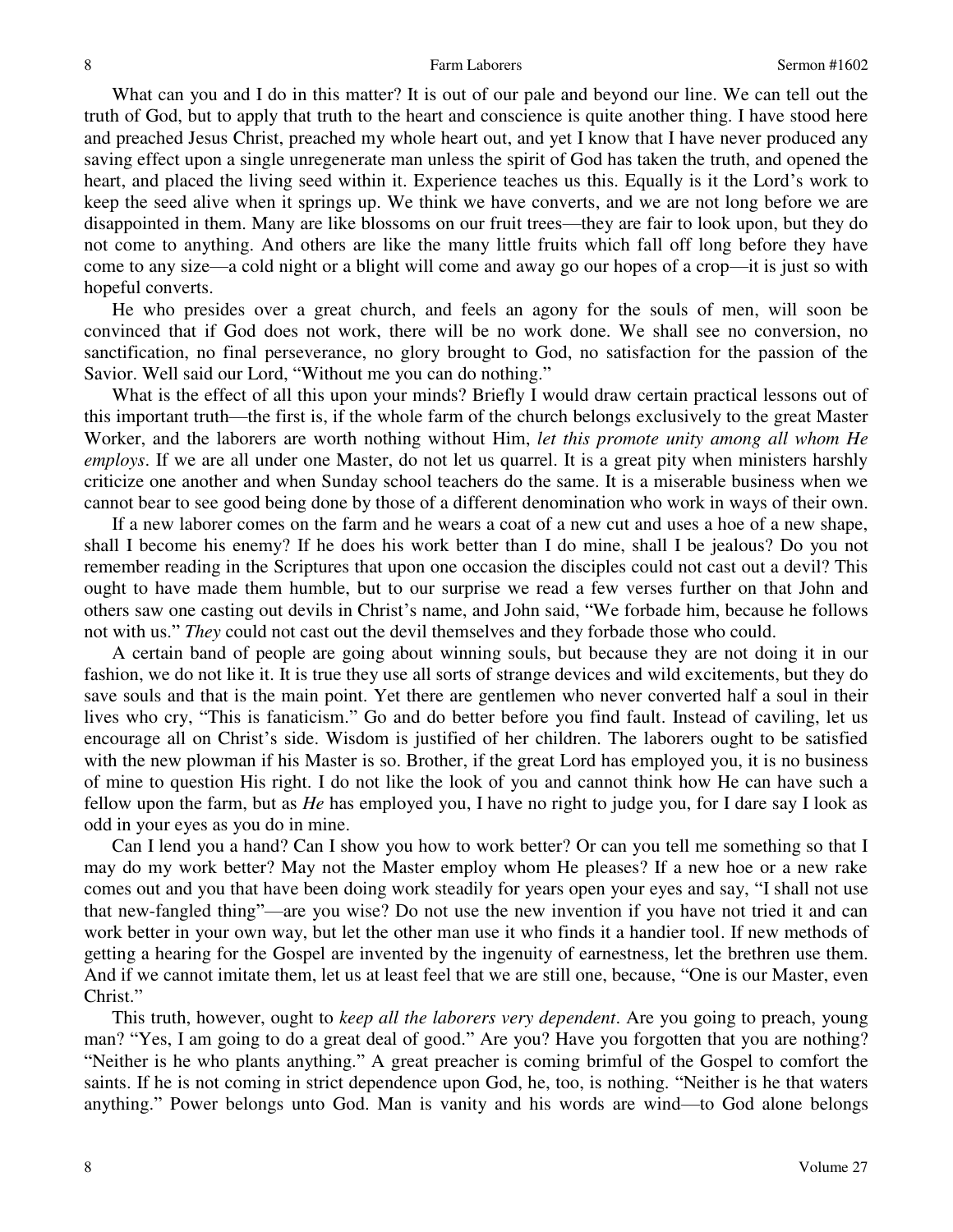What can you and I do in this matter? It is out of our pale and beyond our line. We can tell out the truth of God, but to apply that truth to the heart and conscience is quite another thing. I have stood here and preached Jesus Christ, preached my whole heart out, and yet I know that I have never produced any saving effect upon a single unregenerate man unless the spirit of God has taken the truth, and opened the heart, and placed the living seed within it. Experience teaches us this. Equally is it the Lord's work to keep the seed alive when it springs up. We think we have converts, and we are not long before we are disappointed in them. Many are like blossoms on our fruit trees—they are fair to look upon, but they do not come to anything. And others are like the many little fruits which fall off long before they have come to any size—a cold night or a blight will come and away go our hopes of a crop—it is just so with hopeful converts.

He who presides over a great church, and feels an agony for the souls of men, will soon be convinced that if God does not work, there will be no work done. We shall see no conversion, no sanctification, no final perseverance, no glory brought to God, no satisfaction for the passion of the Savior. Well said our Lord, "Without me you can do nothing."

What is the effect of all this upon your minds? Briefly I would draw certain practical lessons out of this important truth—the first is, if the whole farm of the church belongs exclusively to the great Master Worker, and the laborers are worth nothing without Him, *let this promote unity among all whom He employs*. If we are all under one Master, do not let us quarrel. It is a great pity when ministers harshly criticize one another and when Sunday school teachers do the same. It is a miserable business when we cannot bear to see good being done by those of a different denomination who work in ways of their own.

If a new laborer comes on the farm and he wears a coat of a new cut and uses a hoe of a new shape, shall I become his enemy? If he does his work better than I do mine, shall I be jealous? Do you not remember reading in the Scriptures that upon one occasion the disciples could not cast out a devil? This ought to have made them humble, but to our surprise we read a few verses further on that John and others saw one casting out devils in Christ's name, and John said, "We forbade him, because he follows not with us." *They* could not cast out the devil themselves and they forbade those who could.

A certain band of people are going about winning souls, but because they are not doing it in our fashion, we do not like it. It is true they use all sorts of strange devices and wild excitements, but they do save souls and that is the main point. Yet there are gentlemen who never converted half a soul in their lives who cry, "This is fanaticism." Go and do better before you find fault. Instead of caviling, let us encourage all on Christ's side. Wisdom is justified of her children. The laborers ought to be satisfied with the new plowman if his Master is so. Brother, if the great Lord has employed you, it is no business of mine to question His right. I do not like the look of you and cannot think how He can have such a fellow upon the farm, but as *He* has employed you, I have no right to judge you, for I dare say I look as odd in your eyes as you do in mine.

Can I lend you a hand? Can I show you how to work better? Or can you tell me something so that I may do my work better? May not the Master employ whom He pleases? If a new hoe or a new rake comes out and you that have been doing work steadily for years open your eyes and say, "I shall not use that new-fangled thing"—are you wise? Do not use the new invention if you have not tried it and can work better in your own way, but let the other man use it who finds it a handier tool. If new methods of getting a hearing for the Gospel are invented by the ingenuity of earnestness, let the brethren use them. And if we cannot imitate them, let us at least feel that we are still one, because, "One is our Master, even Christ."

This truth, however, ought to *keep all the laborers very dependent*. Are you going to preach, young man? "Yes, I am going to do a great deal of good." Are you? Have you forgotten that you are nothing? "Neither is he who plants anything." A great preacher is coming brimful of the Gospel to comfort the saints. If he is not coming in strict dependence upon God, he, too, is nothing. "Neither is he that waters anything." Power belongs unto God. Man is vanity and his words are wind—to God alone belongs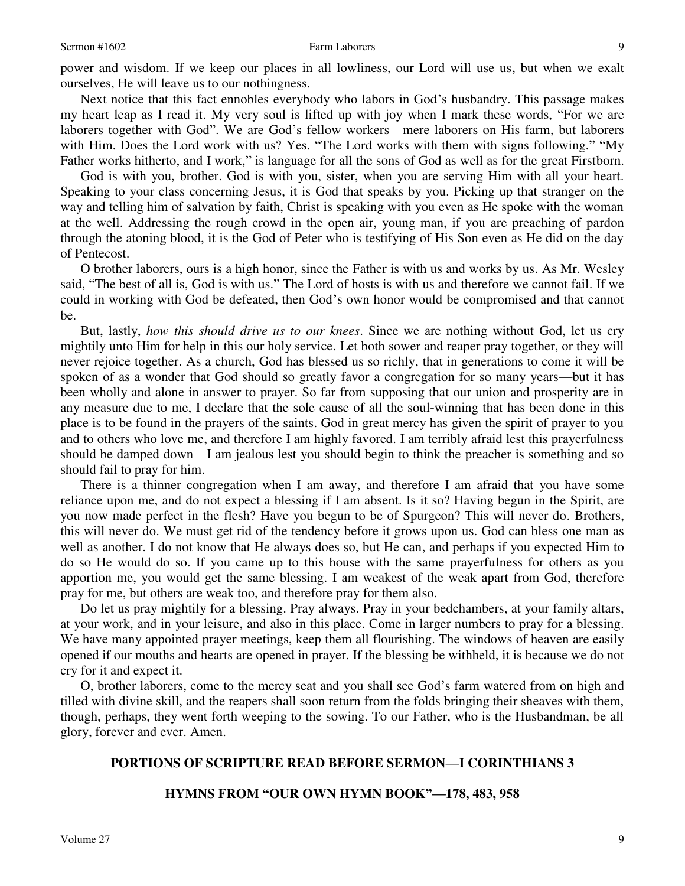power and wisdom. If we keep our places in all lowliness, our Lord will use us, but when we exalt ourselves, He will leave us to our nothingness.

Next notice that this fact ennobles everybody who labors in God's husbandry. This passage makes my heart leap as I read it. My very soul is lifted up with joy when I mark these words, "For we are laborers together with God". We are God's fellow workers—mere laborers on His farm, but laborers with Him. Does the Lord work with us? Yes. "The Lord works with them with signs following." "My Father works hitherto, and I work," is language for all the sons of God as well as for the great Firstborn.

God is with you, brother. God is with you, sister, when you are serving Him with all your heart. Speaking to your class concerning Jesus, it is God that speaks by you. Picking up that stranger on the way and telling him of salvation by faith, Christ is speaking with you even as He spoke with the woman at the well. Addressing the rough crowd in the open air, young man, if you are preaching of pardon through the atoning blood, it is the God of Peter who is testifying of His Son even as He did on the day of Pentecost.

O brother laborers, ours is a high honor, since the Father is with us and works by us. As Mr. Wesley said, "The best of all is, God is with us." The Lord of hosts is with us and therefore we cannot fail. If we could in working with God be defeated, then God's own honor would be compromised and that cannot be.

But, lastly, *how this should drive us to our knees*. Since we are nothing without God, let us cry mightily unto Him for help in this our holy service. Let both sower and reaper pray together, or they will never rejoice together. As a church, God has blessed us so richly, that in generations to come it will be spoken of as a wonder that God should so greatly favor a congregation for so many years—but it has been wholly and alone in answer to prayer. So far from supposing that our union and prosperity are in any measure due to me, I declare that the sole cause of all the soul-winning that has been done in this place is to be found in the prayers of the saints. God in great mercy has given the spirit of prayer to you and to others who love me, and therefore I am highly favored. I am terribly afraid lest this prayerfulness should be damped down—I am jealous lest you should begin to think the preacher is something and so should fail to pray for him.

There is a thinner congregation when I am away, and therefore I am afraid that you have some reliance upon me, and do not expect a blessing if I am absent. Is it so? Having begun in the Spirit, are you now made perfect in the flesh? Have you begun to be of Spurgeon? This will never do. Brothers, this will never do. We must get rid of the tendency before it grows upon us. God can bless one man as well as another. I do not know that He always does so, but He can, and perhaps if you expected Him to do so He would do so. If you came up to this house with the same prayerfulness for others as you apportion me, you would get the same blessing. I am weakest of the weak apart from God, therefore pray for me, but others are weak too, and therefore pray for them also.

Do let us pray mightily for a blessing. Pray always. Pray in your bedchambers, at your family altars, at your work, and in your leisure, and also in this place. Come in larger numbers to pray for a blessing. We have many appointed prayer meetings, keep them all flourishing. The windows of heaven are easily opened if our mouths and hearts are opened in prayer. If the blessing be withheld, it is because we do not cry for it and expect it.

O, brother laborers, come to the mercy seat and you shall see God's farm watered from on high and tilled with divine skill, and the reapers shall soon return from the folds bringing their sheaves with them, though, perhaps, they went forth weeping to the sowing. To our Father, who is the Husbandman, be all glory, forever and ever. Amen.

**PORTIONS OF SCRIPTURE READ BEFORE SERMON—I CORINTHIANS 3**

**HYMNS FROM "OUR OWN HYMN BOOK"—178, 483, 958**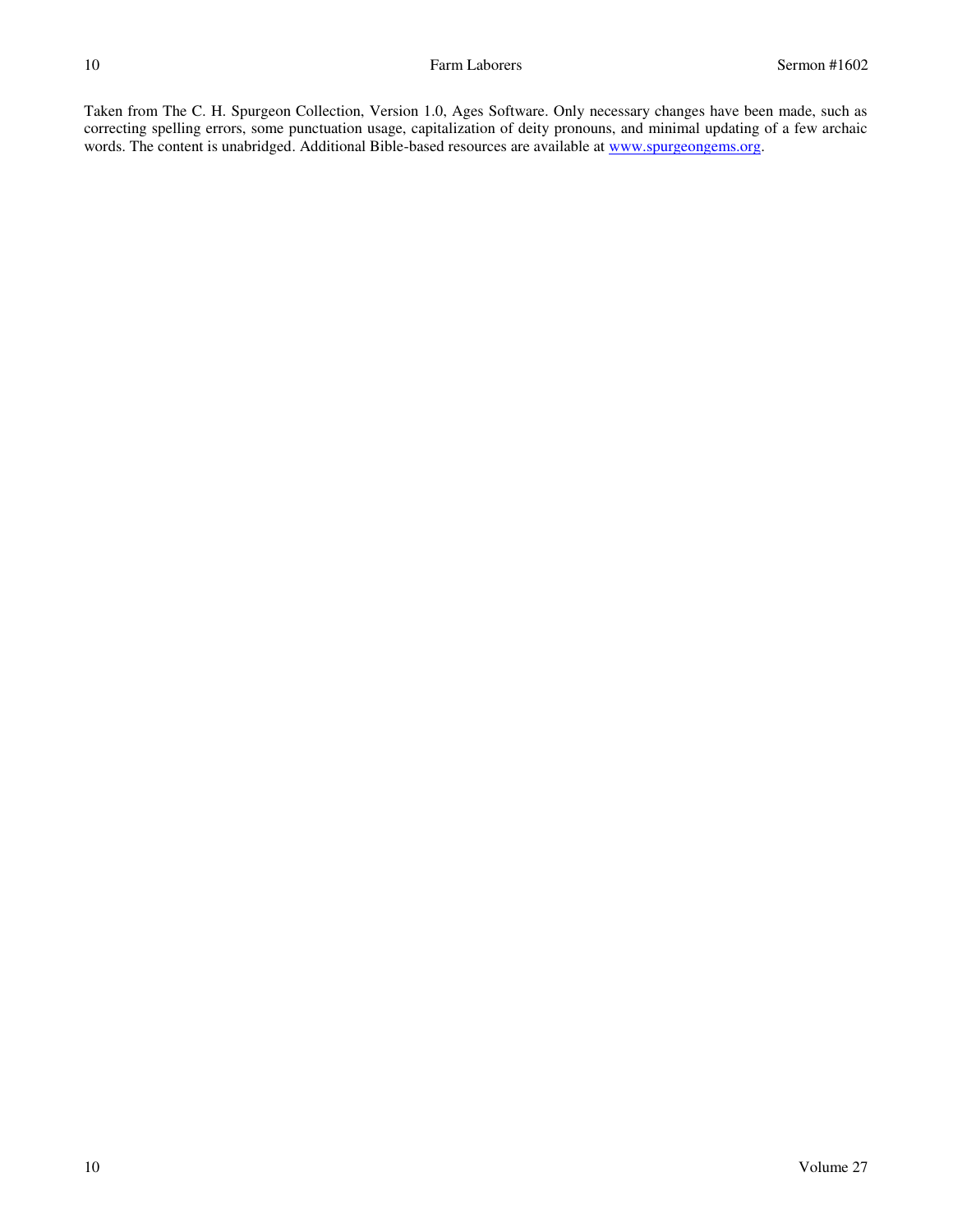Taken from The C. H. Spurgeon Collection, Version 1.0, Ages Software. Only necessary changes have been made, such as correcting spelling errors, some punctuation usage, capitalization of deity pronouns, and minimal updating of a few archaic words. The content is unabridged. Additional Bible-based resources are available at [www.spurgeongems.org](www.spurgeongems.org).